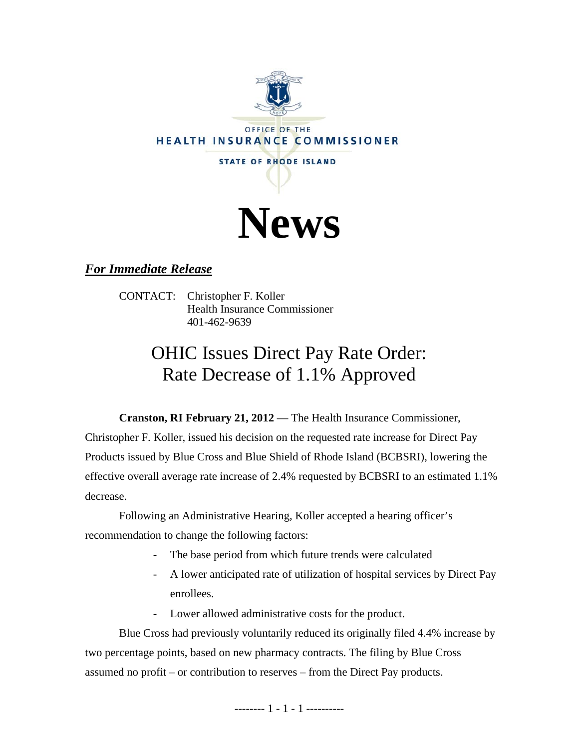OFFICE OF THE
HEALTH INSURANCE COMMISSIONER
STATE OF RHODE ISLAND

# News

***For Immediate Release***

CONTACT: Christopher F. Koller
Health Insurance Commissioner
401-462-9639

## OHIC Issues Direct Pay Rate Order: Rate Decrease of 1.1% Approved

**Cranston, RI February 21, 2012** — The Health Insurance Commissioner, Christopher F. Koller, issued his decision on the requested rate increase for Direct Pay Products issued by Blue Cross and Blue Shield of Rhode Island (BCBSRI), lowering the effective overall average rate increase of 2.4% requested by BCBSRI to an estimated 1.1% decrease.

Following an Administrative Hearing, Koller accepted a hearing officer's recommendation to change the following factors:

- The base period from which future trends were calculated
- A lower anticipated rate of utilization of hospital services by Direct Pay enrollees.
- Lower allowed administrative costs for the product.

Blue Cross had previously voluntarily reduced its originally filed 4.4% increase by two percentage points, based on new pharmacy contracts. The filing by Blue Cross assumed no profit – or contribution to reserves – from the Direct Pay products.

-------- 1 - 1 - 1 ----------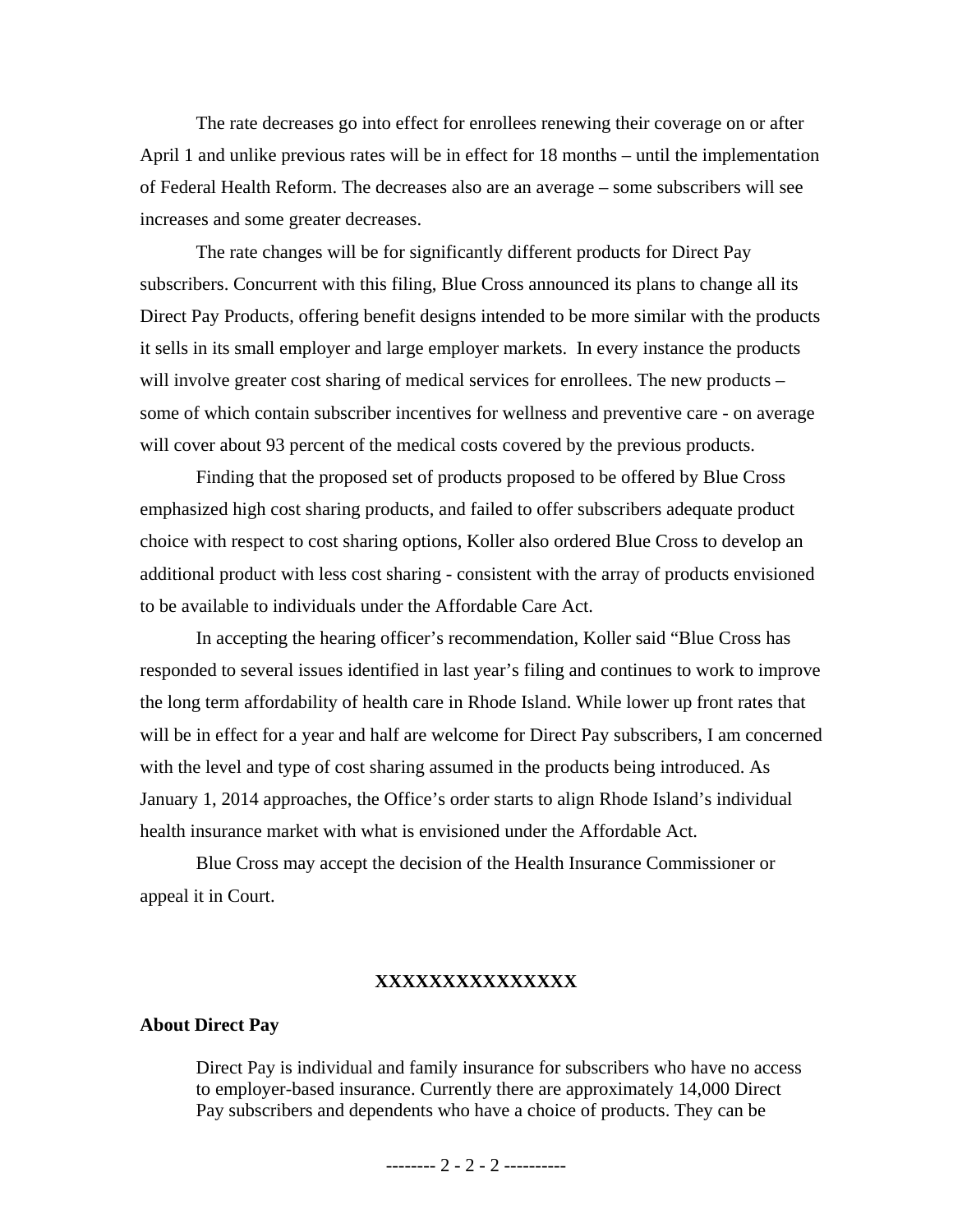The rate decreases go into effect for enrollees renewing their coverage on or after April 1 and unlike previous rates will be in effect for 18 months – until the implementation of Federal Health Reform. The decreases also are an average – some subscribers will see increases and some greater decreases.

The rate changes will be for significantly different products for Direct Pay subscribers. Concurrent with this filing, Blue Cross announced its plans to change all its Direct Pay Products, offering benefit designs intended to be more similar with the products it sells in its small employer and large employer markets. In every instance the products will involve greater cost sharing of medical services for enrollees. The new products – some of which contain subscriber incentives for wellness and preventive care - on average will cover about 93 percent of the medical costs covered by the previous products.

Finding that the proposed set of products proposed to be offered by Blue Cross emphasized high cost sharing products, and failed to offer subscribers adequate product choice with respect to cost sharing options, Koller also ordered Blue Cross to develop an additional product with less cost sharing - consistent with the array of products envisioned to be available to individuals under the Affordable Care Act.

In accepting the hearing officer's recommendation, Koller said "Blue Cross has responded to several issues identified in last year's filing and continues to work to improve the long term affordability of health care in Rhode Island. While lower up front rates that will be in effect for a year and half are welcome for Direct Pay subscribers, I am concerned with the level and type of cost sharing assumed in the products being introduced. As January 1, 2014 approaches, the Office's order starts to align Rhode Island's individual health insurance market with what is envisioned under the Affordable Act.

Blue Cross may accept the decision of the Health Insurance Commissioner or appeal it in Court.

**XXXXXXXXXXXXXXX**

**About Direct Pay**

Direct Pay is individual and family insurance for subscribers who have no access to employer-based insurance. Currently there are approximately 14,000 Direct Pay subscribers and dependents who have a choice of products. They can be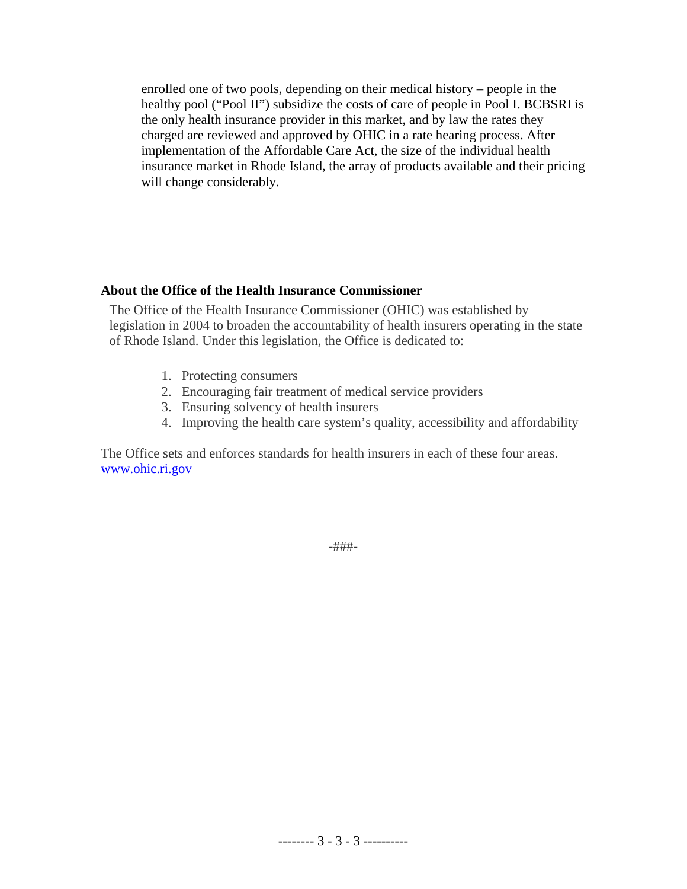enrolled one of two pools, depending on their medical history – people in the healthy pool ("Pool II") subsidize the costs of care of people in Pool I. BCBSRI is the only health insurance provider in this market, and by law the rates they charged are reviewed and approved by OHIC in a rate hearing process. After implementation of the Affordable Care Act, the size of the individual health insurance market in Rhode Island, the array of products available and their pricing will change considerably.

**About the Office of the Health Insurance Commissioner**

The Office of the Health Insurance Commissioner (OHIC) was established by legislation in 2004 to broaden the accountability of health insurers operating in the state of Rhode Island. Under this legislation, the Office is dedicated to:

1. Protecting consumers
2. Encouraging fair treatment of medical service providers
3. Ensuring solvency of health insurers
4. Improving the health care system's quality, accessibility and affordability

The Office sets and enforces standards for health insurers in each of these four areas. www.ohic.ri.gov

-###-